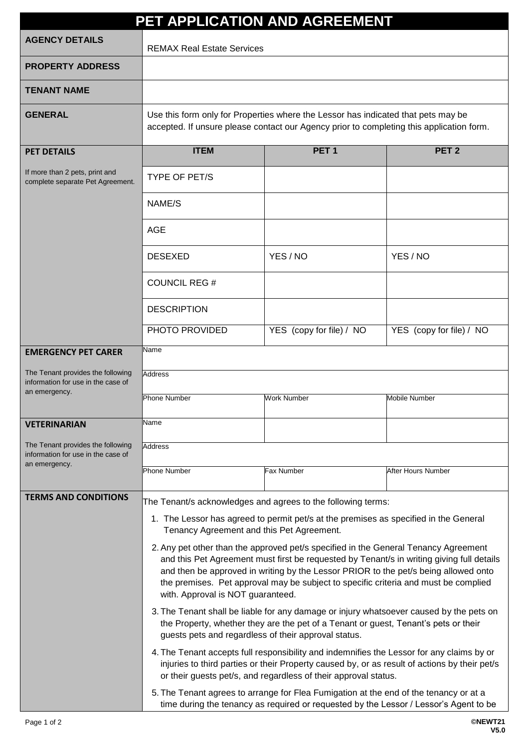# PET APPLICATION AND AGREEMENT

| | |
|---|---|
| **AGENCY DETAILS** | REMAX Real Estate Services |
| **PROPERTY ADDRESS** | |
| **TENANT NAME** | |
| **GENERAL** | Use this form only for Properties where the Lessor has indicated that pets may be accepted. If unsure please contact our Agency prior to completing this application form. |

**PET DETAILS**

If more than 2 pets, print and complete separate Pet Agreement.

| ITEM | PET 1 | PET 2 |
|---|---|---|
| TYPE OF PET/S | | |
| NAME/S | | |
| AGE | | |
| DESEXED | YES / NO | YES / NO |
| COUNCIL REG # | | |
| DESCRIPTION | | |
| PHOTO PROVIDED | YES (copy for file) / NO | YES (copy for file) / NO |

**EMERGENCY PET CARER**

The Tenant provides the following information for use in the case of an emergency.

| | | |
|---|---|---|
| Name | | |
| Address | | |
| Phone Number | Work Number | Mobile Number |

**VETERINARIAN**

The Tenant provides the following information for use in the case of an emergency.

| | | |
|---|---|---|
| Name | | |
| Address | | |
| Phone Number | Fax Number | After Hours Number |

**TERMS AND CONDITIONS**

The Tenant/s acknowledges and agrees to the following terms:

1. The Lessor has agreed to permit pet/s at the premises as specified in the General Tenancy Agreement and this Pet Agreement.
2. Any pet other than the approved pet/s specified in the General Tenancy Agreement and this Pet Agreement must first be requested by Tenant/s in writing giving full details and then be approved in writing by the Lessor PRIOR to the pet/s being allowed onto the premises. Pet approval may be subject to specific criteria and must be complied with. Approval is NOT guaranteed.
3. The Tenant shall be liable for any damage or injury whatsoever caused by the pets on the Property, whether they are the pet of a Tenant or guest, Tenant's pets or their guests pets and regardless of their approval status.
4. The Tenant accepts full responsibility and indemnifies the Lessor for any claims by or injuries to third parties or their Property caused by, or as result of actions by their pet/s or their guests pet/s, and regardless of their approval status.
5. The Tenant agrees to arrange for Flea Fumigation at the end of the tenancy or at a time during the tenancy as required or requested by the Lessor / Lessor's Agent to be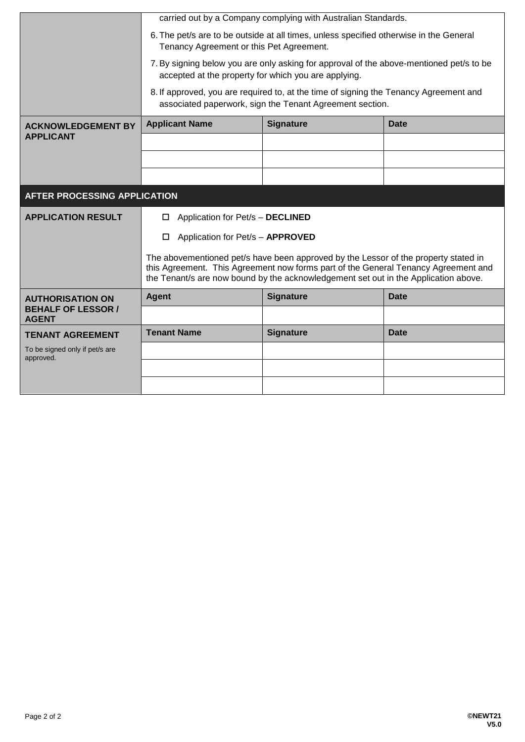| | | | |
|---|---|---|---|
| | carried out by a Company complying with Australian Standards.<br>6. The pet/s are to be outside at all times, unless specified otherwise in the General Tenancy Agreement or this Pet Agreement.<br>7. By signing below you are only asking for approval of the above-mentioned pet/s to be accepted at the property for which you are applying.<br>8. If approved, you are required to, at the time of signing the Tenancy Agreement and associated paperwork, sign the Tenant Agreement section. | | |
| **ACKNOWLEDGEMENT BY APPLICANT** | **Applicant Name** | **Signature** | **Date** |
| | | | |
| | | | |
| | | | |

## AFTER PROCESSING APPLICATION

| | | | |
|---|---|---|---|
| **APPLICATION RESULT** | ☐ Application for Pet/s – **DECLINED**<br>☐ Application for Pet/s – **APPROVED**<br>The abovementioned pet/s have been approved by the Lessor of the property stated in this Agreement. This Agreement now forms part of the General Tenancy Agreement and the Tenant/s are now bound by the acknowledgement set out in the Application above. | | |
| **AUTHORISATION ON BEHALF OF LESSOR / AGENT** | **Agent** | **Signature** | **Date** |
| | | | |
| **TENANT AGREEMENT**<br>To be signed only if pet/s are approved. | **Tenant Name** | **Signature** | **Date** |
| | | | |
| | | | |
| | | | |

©NEWT21 V5.0